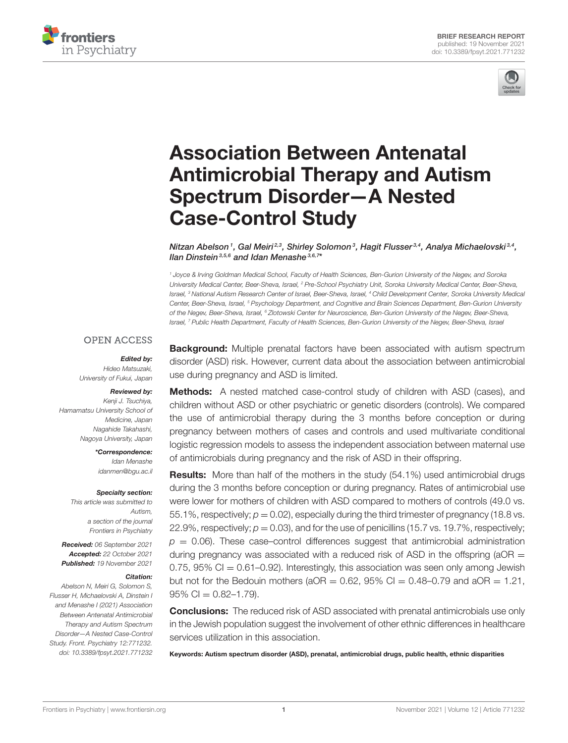BRIEF RESEARCH REPORT
published: 19 November 2021
doi: 10.3389/fpsyt.2021.771232

# Association Between Antenatal Antimicrobial Therapy and Autism Spectrum Disorder—A Nested Case-Control Study

*Nitzan Abelson[1], Gal Meiri[2,3], Shirley Solomon[3], Hagit Flusser[3,4], Analya Michaelovski[3,4], Ilan Dinstein[3,5,6] and Idan Menashe[3,6,7]\**

[1] Joyce & Irving Goldman Medical School, Faculty of Health Sciences, Ben-Gurion University of the Negev, and Soroka University Medical Center, Beer-Sheva, Israel, [2] Pre-School Psychiatry Unit, Soroka University Medical Center, Beer-Sheva, Israel, [3] National Autism Research Center of Israel, Beer-Sheva, Israel, [4] Child Development Center, Soroka University Medical Center, Beer-Sheva, Israel, [5] Psychology Department, and Cognitive and Brain Sciences Department, Ben-Gurion University of the Negev, Beer-Sheva, Israel, [6] Zlotowski Center for Neuroscience, Ben-Gurion University of the Negev, Beer-Sheva, Israel, [7] Public Health Department, Faculty of Health Sciences, Ben-Gurion University of the Negev, Beer-Sheva, Israel

OPEN ACCESS

***Edited by:***
Hideo Matsuzaki,
University of Fukui, Japan

***Reviewed by:***
Kenji J. Tsuchiya,
Hamamatsu University School of Medicine, Japan
Nagahide Takahashi,
Nagoya University, Japan

***\*Correspondence:***
Idan Menashe
idanmen@bgu.ac.il

***Specialty section:***
This article was submitted to Autism, a section of the journal Frontiers in Psychiatry

***Received:*** 06 September 2021
***Accepted:*** 22 October 2021
***Published:*** 19 November 2021

***Citation:***
Abelson N, Meiri G, Solomon S, Flusser H, Michaelovski A, Dinstein I and Menashe I (2021) Association Between Antenatal Antimicrobial Therapy and Autism Spectrum Disorder—A Nested Case-Control Study. Front. Psychiatry 12:771232. doi: 10.3389/fpsyt.2021.771232

**Background:** Multiple prenatal factors have been associated with autism spectrum disorder (ASD) risk. However, current data about the association between antimicrobial use during pregnancy and ASD is limited.

**Methods:** A nested matched case-control study of children with ASD (cases), and children without ASD or other psychiatric or genetic disorders (controls). We compared the use of antimicrobial therapy during the 3 months before conception or during pregnancy between mothers of cases and controls and used multivariate conditional logistic regression models to assess the independent association between maternal use of antimicrobials during pregnancy and the risk of ASD in their offspring.

**Results:** More than half of the mothers in the study (54.1%) used antimicrobial drugs during the 3 months before conception or during pregnancy. Rates of antimicrobial use were lower for mothers of children with ASD compared to mothers of controls (49.0 vs. 55.1%, respectively; $p = 0.02$), especially during the third trimester of pregnancy (18.8 vs. 22.9%, respectively; $p = 0.03$), and for the use of penicillins (15.7 vs. 19.7%, respectively; $p = 0.06$). These case–control differences suggest that antimicrobial administration during pregnancy was associated with a reduced risk of ASD in the offspring (aOR = 0.75, 95% CI = 0.61–0.92). Interestingly, this association was seen only among Jewish but not for the Bedouin mothers (aOR = 0.62, 95% CI = 0.48–0.79 and aOR = 1.21, 95% CI = 0.82–1.79).

**Conclusions:** The reduced risk of ASD associated with prenatal antimicrobials use only in the Jewish population suggest the involvement of other ethnic differences in healthcare services utilization in this association.

**Keywords: Autism spectrum disorder (ASD), prenatal, antimicrobial drugs, public health, ethnic disparities**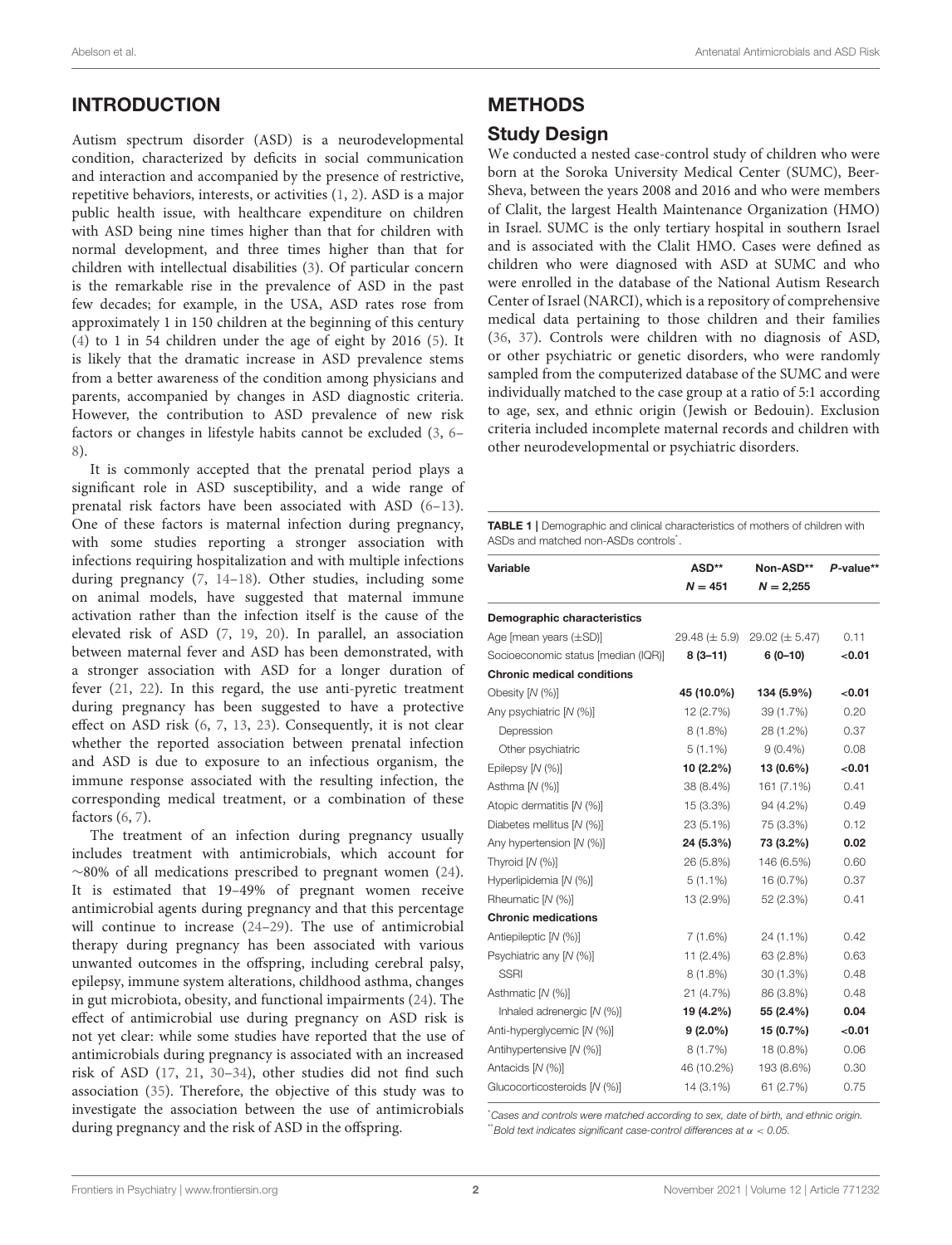## INTRODUCTION

Autism spectrum disorder (ASD) is a neurodevelopmental condition, characterized by deficits in social communication and interaction and accompanied by the presence of restrictive, repetitive behaviors, interests, or activities (1, 2). ASD is a major public health issue, with healthcare expenditure on children with ASD being nine times higher than that for children with normal development, and three times higher than that for children with intellectual disabilities (3). Of particular concern is the remarkable rise in the prevalence of ASD in the past few decades; for example, in the USA, ASD rates rose from approximately 1 in 150 children at the beginning of this century (4) to 1 in 54 children under the age of eight by 2016 (5). It is likely that the dramatic increase in ASD prevalence stems from a better awareness of the condition among physicians and parents, accompanied by changes in ASD diagnostic criteria. However, the contribution to ASD prevalence of new risk factors or changes in lifestyle habits cannot be excluded (3, 6–8).

It is commonly accepted that the prenatal period plays a significant role in ASD susceptibility, and a wide range of prenatal risk factors have been associated with ASD (6–13). One of these factors is maternal infection during pregnancy, with some studies reporting a stronger association with infections requiring hospitalization and with multiple infections during pregnancy (7, 14–18). Other studies, including some on animal models, have suggested that maternal immune activation rather than the infection itself is the cause of the elevated risk of ASD (7, 19, 20). In parallel, an association between maternal fever and ASD has been demonstrated, with a stronger association with ASD for a longer duration of fever (21, 22). In this regard, the use anti-pyretic treatment during pregnancy has been suggested to have a protective effect on ASD risk (6, 7, 13, 23). Consequently, it is not clear whether the reported association between prenatal infection and ASD is due to exposure to an infectious organism, the immune response associated with the resulting infection, the corresponding medical treatment, or a combination of these factors (6, 7).

The treatment of an infection during pregnancy usually includes treatment with antimicrobials, which account for ~80% of all medications prescribed to pregnant women (24). It is estimated that 19–49% of pregnant women receive antimicrobial agents during pregnancy and that this percentage will continue to increase (24–29). The use of antimicrobial therapy during pregnancy has been associated with various unwanted outcomes in the offspring, including cerebral palsy, epilepsy, immune system alterations, childhood asthma, changes in gut microbiota, obesity, and functional impairments (24). The effect of antimicrobial use during pregnancy on ASD risk is not yet clear: while some studies have reported that the use of antimicrobials during pregnancy is associated with an increased risk of ASD (17, 21, 30–34), other studies did not find such association (35). Therefore, the objective of this study was to investigate the association between the use of antimicrobials during pregnancy and the risk of ASD in the offspring.

## METHODS

### Study Design

We conducted a nested case-control study of children who were born at the Soroka University Medical Center (SUMC), Beer-Sheva, between the years 2008 and 2016 and who were members of Clalit, the largest Health Maintenance Organization (HMO) in Israel. SUMC is the only tertiary hospital in southern Israel and is associated with the Clalit HMO. Cases were defined as children who were diagnosed with ASD at SUMC and who were enrolled in the database of the National Autism Research Center of Israel (NARCI), which is a repository of comprehensive medical data pertaining to those children and their families (36, 37). Controls were children with no diagnosis of ASD, or other psychiatric or genetic disorders, who were randomly sampled from the computerized database of the SUMC and were individually matched to the case group at a ratio of 5:1 according to age, sex, and ethnic origin (Jewish or Bedouin). Exclusion criteria included incomplete maternal records and children with other neurodevelopmental or psychiatric disorders.

**TABLE 1** | Demographic and clinical characteristics of mothers of children with ASDs and matched non-ASDs controls*.

| Variable | ASD** $N = 451$ | Non-ASD** $N = 2,255$ | *P*-value** |
|---|---|---|---|
| **Demographic characteristics** | | | |
| Age [mean years (±SD)] | 29.48 (± 5.9) | 29.02 (± 5.47) | 0.11 |
| Socioeconomic status [median (IQR)] | **8 (3–11)** | **6 (0–10)** | **<0.01** |
| **Chronic medical conditions** | | | |
| Obesity [*N* (%)] | **45 (10.0%)** | **134 (5.9%)** | **<0.01** |
| Any psychiatric [*N* (%)] | 12 (2.7%) | 39 (1.7%) | 0.20 |
| Depression | 8 (1.8%) | 28 (1.2%) | 0.37 |
| Other psychiatric | 5 (1.1%) | 9 (0.4%) | 0.08 |
| Epilepsy [*N* (%)] | **10 (2.2%)** | **13 (0.6%)** | **<0.01** |
| Asthma [*N* (%)] | 38 (8.4%) | 161 (7.1%) | 0.41 |
| Atopic dermatitis [*N* (%)] | 15 (3.3%) | 94 (4.2%) | 0.49 |
| Diabetes mellitus [*N* (%)] | 23 (5.1%) | 75 (3.3%) | 0.12 |
| Any hypertension [*N* (%)] | **24 (5.3%)** | **73 (3.2%)** | **0.02** |
| Thyroid [*N* (%)] | 26 (5.8%) | 146 (6.5%) | 0.60 |
| Hyperlipidemia [*N* (%)] | 5 (1.1%) | 16 (0.7%) | 0.37 |
| Rheumatic [*N* (%)] | 13 (2.9%) | 52 (2.3%) | 0.41 |
| **Chronic medications** | | | |
| Antiepileptic [*N* (%)] | 7 (1.6%) | 24 (1.1%) | 0.42 |
| Psychiatric any [*N* (%)] | 11 (2.4%) | 63 (2.8%) | 0.63 |
| SSRI | 8 (1.8%) | 30 (1.3%) | 0.48 |
| Asthmatic [*N* (%)] | 21 (4.7%) | 86 (3.8%) | 0.48 |
| Inhaled adrenergic [*N* (%)] | **19 (4.2%)** | **55 (2.4%)** | **0.04** |
| Anti-hyperglycemic [*N* (%)] | **9 (2.0%)** | **15 (0.7%)** | **<0.01** |
| Antihypertensive [*N* (%)] | 8 (1.7%) | 18 (0.8%) | 0.06 |
| Antacids [*N* (%)] | 46 (10.2%) | 193 (8.6%) | 0.30 |
| Glucocorticosteroids [*N* (%)] | 14 (3.1%) | 61 (2.7%) | 0.75 |

*Cases and controls were matched according to sex, date of birth, and ethnic origin.

**Bold text indicates significant case-control differences at $\alpha < 0.05$.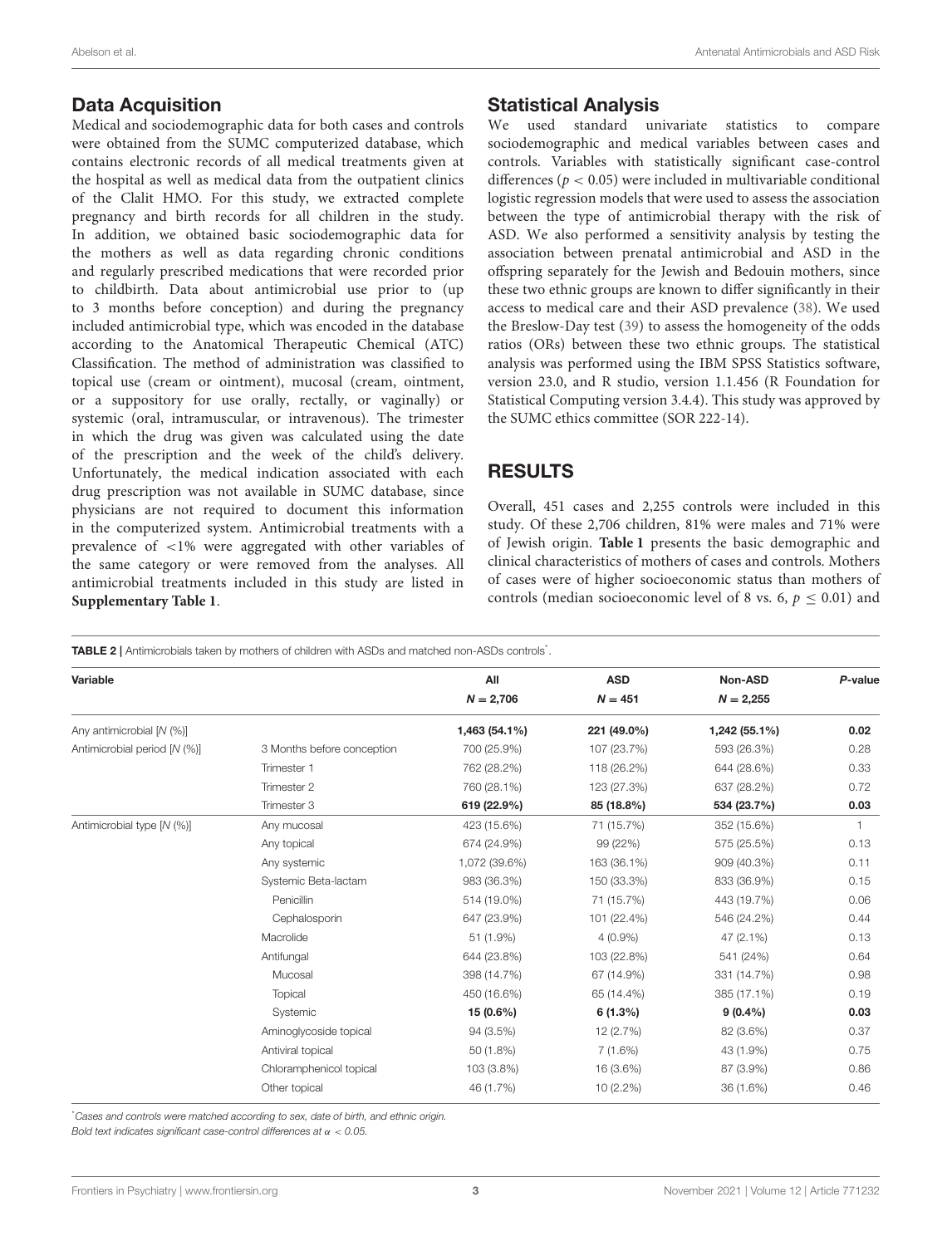## Data Acquisition

Medical and sociodemographic data for both cases and controls were obtained from the SUMC computerized database, which contains electronic records of all medical treatments given at the hospital as well as medical data from the outpatient clinics of the Clalit HMO. For this study, we extracted complete pregnancy and birth records for all children in the study. In addition, we obtained basic sociodemographic data for the mothers as well as data regarding chronic conditions and regularly prescribed medications that were recorded prior to childbirth. Data about antimicrobial use prior to (up to 3 months before conception) and during the pregnancy included antimicrobial type, which was encoded in the database according to the Anatomical Therapeutic Chemical (ATC) Classification. The method of administration was classified to topical use (cream or ointment), mucosal (cream, ointment, or a suppository for use orally, rectally, or vaginally) or systemic (oral, intramuscular, or intravenous). The trimester in which the drug was given was calculated using the date of the prescription and the week of the child's delivery. Unfortunately, the medical indication associated with each drug prescription was not available in SUMC database, since physicians are not required to document this information in the computerized system. Antimicrobial treatments with a prevalence of <1% were aggregated with other variables of the same category or were removed from the analyses. All antimicrobial treatments included in this study are listed in **Supplementary Table 1**.

## Statistical Analysis

We used standard univariate statistics to compare sociodemographic and medical variables between cases and controls. Variables with statistically significant case-control differences ($p < 0.05$) were included in multivariable conditional logistic regression models that were used to assess the association between the type of antimicrobial therapy with the risk of ASD. We also performed a sensitivity analysis by testing the association between prenatal antimicrobial and ASD in the offspring separately for the Jewish and Bedouin mothers, since these two ethnic groups are known to differ significantly in their access to medical care and their ASD prevalence (38). We used the Breslow-Day test (39) to assess the homogeneity of the odds ratios (ORs) between these two ethnic groups. The statistical analysis was performed using the IBM SPSS Statistics software, version 23.0, and R studio, version 1.1.456 (R Foundation for Statistical Computing version 3.4.4). This study was approved by the SUMC ethics committee (SOR 222-14).

## RESULTS

Overall, 451 cases and 2,255 controls were included in this study. Of these 2,706 children, 81% were males and 71% were of Jewish origin. **Table 1** presents the basic demographic and clinical characteristics of mothers of cases and controls. Mothers of cases were of higher socioeconomic status than mothers of controls (median socioeconomic level of 8 vs. 6, $p \leq 0.01$) and

**TABLE 2** | Antimicrobials taken by mothers of children with ASDs and matched non-ASDs controls*.

| Variable | | All $N = 2{,}706$ | ASD $N = 451$ | Non-ASD $N = 2{,}255$ | *P*-value |
|---|---|---|---|---|---|
| Any antimicrobial [*N* (%)] | | **1,463 (54.1%)** | **221 (49.0%)** | **1,242 (55.1%)** | **0.02** |
| Antimicrobial period [*N* (%)] | 3 Months before conception | 700 (25.9%) | 107 (23.7%) | 593 (26.3%) | 0.28 |
| | Trimester 1 | 762 (28.2%) | 118 (26.2%) | 644 (28.6%) | 0.33 |
| | Trimester 2 | 760 (28.1%) | 123 (27.3%) | 637 (28.2%) | 0.72 |
| | Trimester 3 | **619 (22.9%)** | **85 (18.8%)** | **534 (23.7%)** | **0.03** |
| Antimicrobial type [*N* (%)] | Any mucosal | 423 (15.6%) | 71 (15.7%) | 352 (15.6%) | 1 |
| | Any topical | 674 (24.9%) | 99 (22%) | 575 (25.5%) | 0.13 |
| | Any systemic | 1,072 (39.6%) | 163 (36.1%) | 909 (40.3%) | 0.11 |
| | Systemic Beta-lactam | 983 (36.3%) | 150 (33.3%) | 833 (36.9%) | 0.15 |
| | Penicillin | 514 (19.0%) | 71 (15.7%) | 443 (19.7%) | 0.06 |
| | Cephalosporin | 647 (23.9%) | 101 (22.4%) | 546 (24.2%) | 0.44 |
| | Macrolide | 51 (1.9%) | 4 (0.9%) | 47 (2.1%) | 0.13 |
| | Antifungal | 644 (23.8%) | 103 (22.8%) | 541 (24%) | 0.64 |
| | Mucosal | 398 (14.7%) | 67 (14.9%) | 331 (14.7%) | 0.98 |
| | Topical | 450 (16.6%) | 65 (14.4%) | 385 (17.1%) | 0.19 |
| | Systemic | **15 (0.6%)** | **6 (1.3%)** | **9 (0.4%)** | **0.03** |
| | Aminoglycoside topical | 94 (3.5%) | 12 (2.7%) | 82 (3.6%) | 0.37 |
| | Antiviral topical | 50 (1.8%) | 7 (1.6%) | 43 (1.9%) | 0.75 |
| | Chloramphenicol topical | 103 (3.8%) | 16 (3.6%) | 87 (3.9%) | 0.86 |
| | Other topical | 46 (1.7%) | 10 (2.2%) | 36 (1.6%) | 0.46 |

*Cases and controls were matched according to sex, date of birth, and ethnic origin.
Bold text indicates significant case-control differences at $\alpha < 0.05$.*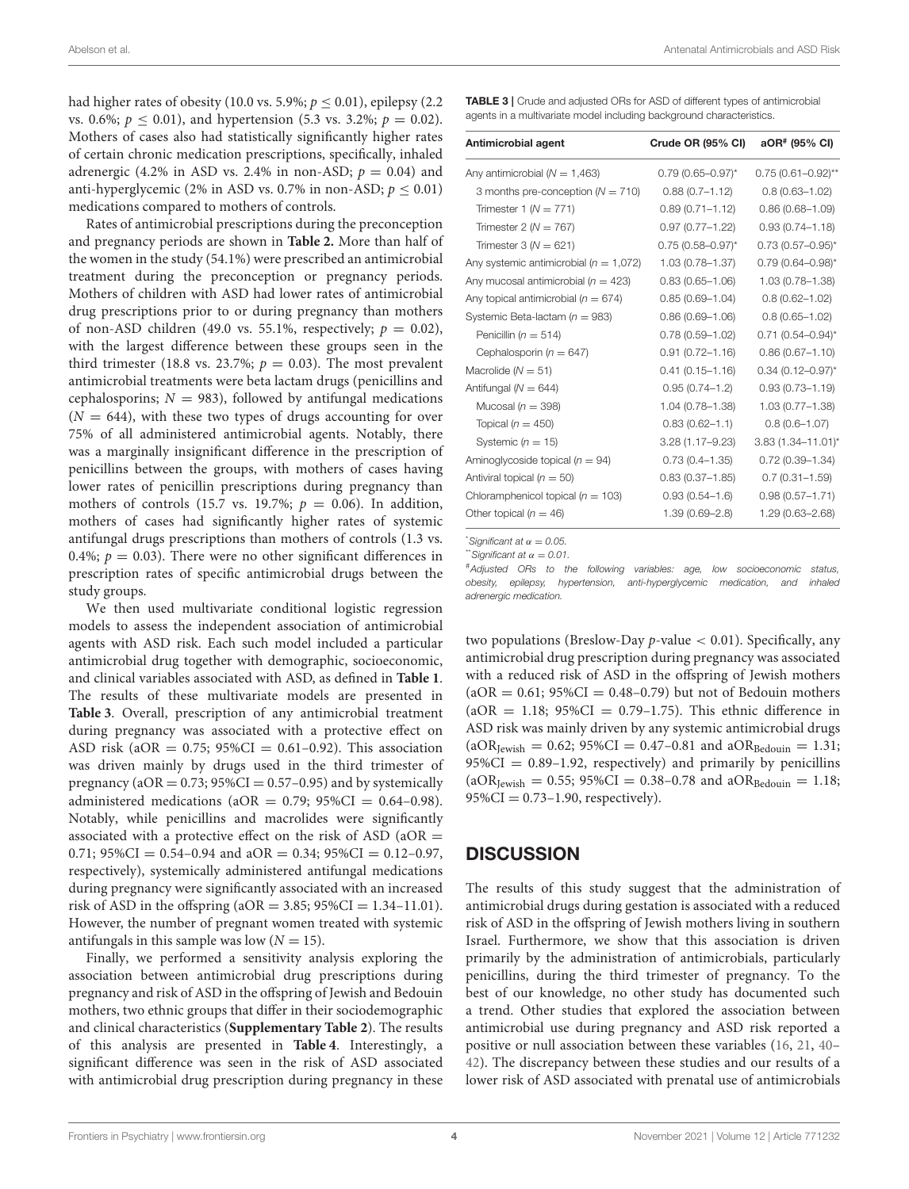had higher rates of obesity (10.0 vs. 5.9%; $p \leq 0.01$), epilepsy (2.2 vs. 0.6%; $p \leq 0.01$), and hypertension (5.3 vs. 3.2%; $p = 0.02$). Mothers of cases also had statistically significantly higher rates of certain chronic medication prescriptions, specifically, inhaled adrenergic (4.2% in ASD vs. 2.4% in non-ASD; $p = 0.04$) and anti-hyperglycemic (2% in ASD vs. 0.7% in non-ASD; $p \leq 0.01$) medications compared to mothers of controls.

Rates of antimicrobial prescriptions during the preconception and pregnancy periods are shown in **Table 2.** More than half of the women in the study (54.1%) were prescribed an antimicrobial treatment during the preconception or pregnancy periods. Mothers of children with ASD had lower rates of antimicrobial drug prescriptions prior to or during pregnancy than mothers of non-ASD children (49.0 vs. 55.1%, respectively; $p = 0.02$), with the largest difference between these groups seen in the third trimester (18.8 vs. 23.7%; $p = 0.03$). The most prevalent antimicrobial treatments were beta lactam drugs (penicillins and cephalosporins; $N = 983$), followed by antifungal medications ($N = 644$), with these two types of drugs accounting for over 75% of all administered antimicrobial agents. Notably, there was a marginally insignificant difference in the prescription of penicillins between the groups, with mothers of cases having lower rates of penicillin prescriptions during pregnancy than mothers of controls (15.7 vs. 19.7%; $p = 0.06$). In addition, mothers of cases had significantly higher rates of systemic antifungal drugs prescriptions than mothers of controls (1.3 vs. 0.4%; $p = 0.03$). There were no other significant differences in prescription rates of specific antimicrobial drugs between the study groups.

We then used multivariate conditional logistic regression models to assess the independent association of antimicrobial agents with ASD risk. Each such model included a particular antimicrobial drug together with demographic, socioeconomic, and clinical variables associated with ASD, as defined in **Table 1**. The results of these multivariate models are presented in **Table 3**. Overall, prescription of any antimicrobial treatment during pregnancy was associated with a protective effect on ASD risk (aOR = 0.75; 95%CI = 0.61–0.92). This association was driven mainly by drugs used in the third trimester of pregnancy (aOR = 0.73; 95%CI = 0.57–0.95) and by systemically administered medications (aOR = 0.79; 95%CI = 0.64–0.98). Notably, while penicillins and macrolides were significantly associated with a protective effect on the risk of ASD (aOR = 0.71; 95%CI = 0.54–0.94 and aOR = 0.34; 95%CI = 0.12–0.97, respectively), systemically administered antifungal medications during pregnancy were significantly associated with an increased risk of ASD in the offspring (aOR = 3.85; 95%CI = 1.34–11.01). However, the number of pregnant women treated with systemic antifungals in this sample was low ($N = 15$).

Finally, we performed a sensitivity analysis exploring the association between antimicrobial drug prescriptions during pregnancy and risk of ASD in the offspring of Jewish and Bedouin mothers, two ethnic groups that differ in their sociodemographic and clinical characteristics (**Supplementary Table 2**). The results of this analysis are presented in **Table 4**. Interestingly, a significant difference was seen in the risk of ASD associated with antimicrobial drug prescription during pregnancy in these two populations (Breslow-Day $p$-value < 0.01). Specifically, any antimicrobial drug prescription during pregnancy was associated with a reduced risk of ASD in the offspring of Jewish mothers (aOR = 0.61; 95%CI = 0.48–0.79) but not of Bedouin mothers (aOR = 1.18; 95%CI = 0.79–1.75). This ethnic difference in ASD risk was mainly driven by any systemic antimicrobial drugs ($aOR_{Jewish} = 0.62$; 95%CI = 0.47–0.81 and $aOR_{Bedouin} = 1.31$; 95%CI = 0.89–1.92, respectively) and primarily by penicillins ($aOR_{Jewish} = 0.55$; 95%CI = 0.38–0.78 and $aOR_{Bedouin} = 1.18$; 95%CI = 0.73–1.90, respectively).

**TABLE 3** | Crude and adjusted ORs for ASD of different types of antimicrobial agents in a multivariate model including background characteristics.

| Antimicrobial agent | Crude OR (95% CI) | aOR# (95% CI) |
|---|---|---|
| Any antimicrobial ($N$ = 1,463) | 0.79 (0.65–0.97)* | 0.75 (0.61–0.92)** |
| 3 months pre-conception ($N$ = 710) | 0.88 (0.7–1.12) | 0.8 (0.63–1.02) |
| Trimester 1 ($N$ = 771) | 0.89 (0.71–1.12) | 0.86 (0.68–1.09) |
| Trimester 2 ($N$ = 767) | 0.97 (0.77–1.22) | 0.93 (0.74–1.18) |
| Trimester 3 ($N$ = 621) | 0.75 (0.58–0.97)* | 0.73 (0.57–0.95)* |
| Any systemic antimicrobial ($n$ = 1,072) | 1.03 (0.78–1.37) | 0.79 (0.64–0.98)* |
| Any mucosal antimicrobial ($n$ = 423) | 0.83 (0.65–1.06) | 1.03 (0.78–1.38) |
| Any topical antimicrobial ($n$ = 674) | 0.85 (0.69–1.04) | 0.8 (0.62–1.02) |
| Systemic Beta-lactam ($n$ = 983) | 0.86 (0.69–1.06) | 0.8 (0.65–1.02) |
| Penicillin ($n$ = 514) | 0.78 (0.59–1.02) | 0.71 (0.54–0.94)* |
| Cephalosporin ($n$ = 647) | 0.91 (0.72–1.16) | 0.86 (0.67–1.10) |
| Macrolide ($N$ = 51) | 0.41 (0.15–1.16) | 0.34 (0.12–0.97)* |
| Antifungal ($N$ = 644) | 0.95 (0.74–1.2) | 0.93 (0.73–1.19) |
| Mucosal ($n$ = 398) | 1.04 (0.78–1.38) | 1.03 (0.77–1.38) |
| Topical ($n$ = 450) | 0.83 (0.62–1.1) | 0.8 (0.6–1.07) |
| Systemic ($n$ = 15) | 3.28 (1.17–9.23) | 3.83 (1.34–11.01)* |
| Aminoglycoside topical ($n$ = 94) | 0.73 (0.4–1.35) | 0.72 (0.39–1.34) |
| Antiviral topical ($n$ = 50) | 0.83 (0.37–1.85) | 0.7 (0.31–1.59) |
| Chloramphenicol topical ($n$ = 103) | 0.93 (0.54–1.6) | 0.98 (0.57–1.71) |
| Other topical ($n$ = 46) | 1.39 (0.69–2.8) | 1.29 (0.63–2.68) |

*Significant at $\alpha = 0.05$.

**Significant at $\alpha = 0.01$.

#*Adjusted ORs to the following variables: age, low socioeconomic status, obesity, epilepsy, hypertension, anti-hyperglycemic medication, and inhaled adrenergic medication.*

## DISCUSSION

The results of this study suggest that the administration of antimicrobial drugs during gestation is associated with a reduced risk of ASD in the offspring of Jewish mothers living in southern Israel. Furthermore, we show that this association is driven primarily by the administration of antimicrobials, particularly penicillins, during the third trimester of pregnancy. To the best of our knowledge, no other study has documented such a trend. Other studies that explored the association between antimicrobial use during pregnancy and ASD risk reported a positive or null association between these variables (16, 21, 40–42). The discrepancy between these studies and our results of a lower risk of ASD associated with prenatal use of antimicrobials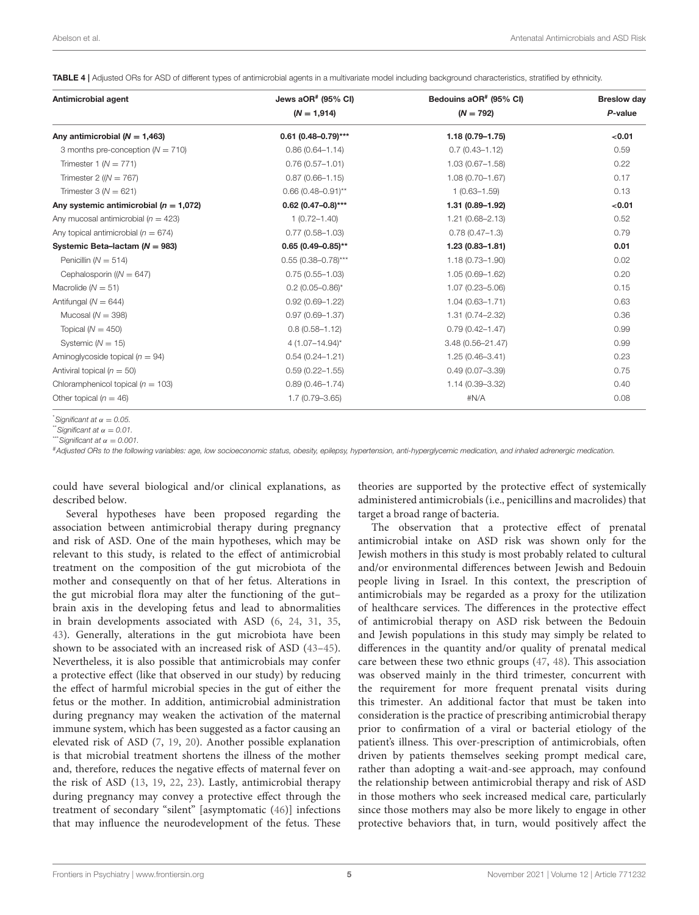**TABLE 4 |** Adjusted ORs for ASD of different types of antimicrobial agents in a multivariate model including background characteristics, stratified by ethnicity.

| Antimicrobial agent | Jews aOR[#] (95% CI) ($N$ = 1,914) | Bedouins aOR[#] (95% CI) ($N$ = 792) | Breslow day $P$-value |
|---|---|---|---|
| **Any antimicrobial ($N$ = 1,463)** | **0.61 (0.48–0.79)*** ** | **1.18 (0.79–1.75)** | **<0.01** |
| 3 months pre-conception ($N$ = 710) | 0.86 (0.64–1.14) | 0.7 (0.43–1.12) | 0.59 |
| Trimester 1 ($N$ = 771) | 0.76 (0.57–1.01) | 1.03 (0.67–1.58) | 0.22 |
| Trimester 2 (($N$ = 767) | 0.87 (0.66–1.15) | 1.08 (0.70–1.67) | 0.17 |
| Trimester 3 ($N$ = 621) | 0.66 (0.48–0.91)** | 1 (0.63–1.59) | 0.13 |
| **Any systemic antimicrobial ($n$ = 1,072)** | **0.62 (0.47–0.8)*** ** | **1.31 (0.89–1.92)** | **<0.01** |
| Any mucosal antimicrobial ($n$ = 423) | 1 (0.72–1.40) | 1.21 (0.68–2.13) | 0.52 |
| Any topical antimicrobial ($n$ = 674) | 0.77 (0.58–1.03) | 0.78 (0.47–1.3) | 0.79 |
| **Systemic Beta–lactam ($N$ = 983)** | **0.65 (0.49–0.85)** ** | **1.23 (0.83–1.81)** | **0.01** |
| Penicillin ($N$ = 514) | 0.55 (0.38–0.78)*** | 1.18 (0.73–1.90) | 0.02 |
| Cephalosporin (($N$ = 647) | 0.75 (0.55–1.03) | 1.05 (0.69–1.62) | 0.20 |
| Macrolide ($N$ = 51) | 0.2 (0.05–0.86)* | 1.07 (0.23–5.06) | 0.15 |
| Antifungal ($N$ = 644) | 0.92 (0.69–1.22) | 1.04 (0.63–1.71) | 0.63 |
| Mucosal ($N$ = 398) | 0.97 (0.69–1.37) | 1.31 (0.74–2.32) | 0.36 |
| Topical ($N$ = 450) | 0.8 (0.58–1.12) | 0.79 (0.42–1.47) | 0.99 |
| Systemic ($N$ = 15) | 4 (1.07–14.94)* | 3.48 (0.56–21.47) | 0.99 |
| Aminoglycoside topical ($n$ = 94) | 0.54 (0.24–1.21) | 1.25 (0.46–3.41) | 0.23 |
| Antiviral topical ($n$ = 50) | 0.59 (0.22–1.55) | 0.49 (0.07–3.39) | 0.75 |
| Chloramphenicol topical ($n$ = 103) | 0.89 (0.46–1.74) | 1.14 (0.39–3.32) | 0.40 |
| Other topical ($n$ = 46) | 1.7 (0.79–3.65) | #N/A | 0.08 |

*Significant at $\alpha = 0.05$.
**Significant at $\alpha = 0.01$.
***Significant at $\alpha = 0.001$.
#Adjusted ORs to the following variables: age, low socioeconomic status, obesity, epilepsy, hypertension, anti-hyperglycemic medication, and inhaled adrenergic medication.

could have several biological and/or clinical explanations, as described below.

Several hypotheses have been proposed regarding the association between antimicrobial therapy during pregnancy and risk of ASD. One of the main hypotheses, which may be relevant to this study, is related to the effect of antimicrobial treatment on the composition of the gut microbiota of the mother and consequently on that of her fetus. Alterations in the gut microbial flora may alter the functioning of the gut–brain axis in the developing fetus and lead to abnormalities in brain developments associated with ASD (6, 24, 31, 35, 43). Generally, alterations in the gut microbiota have been shown to be associated with an increased risk of ASD (43–45). Nevertheless, it is also possible that antimicrobials may confer a protective effect (like that observed in our study) by reducing the effect of harmful microbial species in the gut of either the fetus or the mother. In addition, antimicrobial administration during pregnancy may weaken the activation of the maternal immune system, which has been suggested as a factor causing an elevated risk of ASD (7, 19, 20). Another possible explanation is that microbial treatment shortens the illness of the mother and, therefore, reduces the negative effects of maternal fever on the risk of ASD (13, 19, 22, 23). Lastly, antimicrobial therapy during pregnancy may convey a protective effect through the treatment of secondary "silent" [asymptomatic (46)] infections that may influence the neurodevelopment of the fetus. These theories are supported by the protective effect of systemically administered antimicrobials (i.e., penicillins and macrolides) that target a broad range of bacteria.

The observation that a protective effect of prenatal antimicrobial intake on ASD risk was shown only for the Jewish mothers in this study is most probably related to cultural and/or environmental differences between Jewish and Bedouin people living in Israel. In this context, the prescription of antimicrobials may be regarded as a proxy for the utilization of healthcare services. The differences in the protective effect of antimicrobial therapy on ASD risk between the Bedouin and Jewish populations in this study may simply be related to differences in the quantity and/or quality of prenatal medical care between these two ethnic groups (47, 48). This association was observed mainly in the third trimester, concurrent with the requirement for more frequent prenatal visits during this trimester. An additional factor that must be taken into consideration is the practice of prescribing antimicrobial therapy prior to confirmation of a viral or bacterial etiology of the patient's illness. This over-prescription of antimicrobials, often driven by patients themselves seeking prompt medical care, rather than adopting a wait-and-see approach, may confound the relationship between antimicrobial therapy and risk of ASD in those mothers who seek increased medical care, particularly since those mothers may also be more likely to engage in other protective behaviors that, in turn, would positively affect the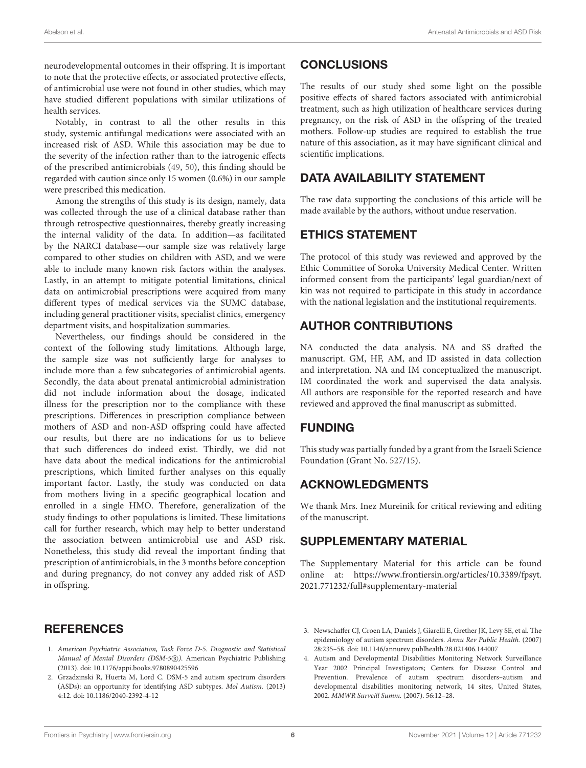neurodevelopmental outcomes in their offspring. It is important to note that the protective effects, or associated protective effects, of antimicrobial use were not found in other studies, which may have studied different populations with similar utilizations of health services.

Notably, in contrast to all the other results in this study, systemic antifungal medications were associated with an increased risk of ASD. While this association may be due to the severity of the infection rather than to the iatrogenic effects of the prescribed antimicrobials (49, 50), this finding should be regarded with caution since only 15 women (0.6%) in our sample were prescribed this medication.

Among the strengths of this study is its design, namely, data was collected through the use of a clinical database rather than through retrospective questionnaires, thereby greatly increasing the internal validity of the data. In addition—as facilitated by the NARCI database—our sample size was relatively large compared to other studies on children with ASD, and we were able to include many known risk factors within the analyses. Lastly, in an attempt to mitigate potential limitations, clinical data on antimicrobial prescriptions were acquired from many different types of medical services via the SUMC database, including general practitioner visits, specialist clinics, emergency department visits, and hospitalization summaries.

Nevertheless, our findings should be considered in the context of the following study limitations. Although large, the sample size was not sufficiently large for analyses to include more than a few subcategories of antimicrobial agents. Secondly, the data about prenatal antimicrobial administration did not include information about the dosage, indicated illness for the prescription nor to the compliance with these prescriptions. Differences in prescription compliance between mothers of ASD and non-ASD offspring could have affected our results, but there are no indications for us to believe that such differences do indeed exist. Thirdly, we did not have data about the medical indications for the antimicrobial prescriptions, which limited further analyses on this equally important factor. Lastly, the study was conducted on data from mothers living in a specific geographical location and enrolled in a single HMO. Therefore, generalization of the study findings to other populations is limited. These limitations call for further research, which may help to better understand the association between antimicrobial use and ASD risk. Nonetheless, this study did reveal the important finding that prescription of antimicrobials, in the 3 months before conception and during pregnancy, do not convey any added risk of ASD in offspring.

## CONCLUSIONS

The results of our study shed some light on the possible positive effects of shared factors associated with antimicrobial treatment, such as high utilization of healthcare services during pregnancy, on the risk of ASD in the offspring of the treated mothers. Follow-up studies are required to establish the true nature of this association, as it may have significant clinical and scientific implications.

## DATA AVAILABILITY STATEMENT

The raw data supporting the conclusions of this article will be made available by the authors, without undue reservation.

## ETHICS STATEMENT

The protocol of this study was reviewed and approved by the Ethic Committee of Soroka University Medical Center. Written informed consent from the participants' legal guardian/next of kin was not required to participate in this study in accordance with the national legislation and the institutional requirements.

## AUTHOR CONTRIBUTIONS

NA conducted the data analysis. NA and SS drafted the manuscript. GM, HF, AM, and ID assisted in data collection and interpretation. NA and IM conceptualized the manuscript. IM coordinated the work and supervised the data analysis. All authors are responsible for the reported research and have reviewed and approved the final manuscript as submitted.

## FUNDING

This study was partially funded by a grant from the Israeli Science Foundation (Grant No. 527/15).

## ACKNOWLEDGMENTS

We thank Mrs. Inez Mureinik for critical reviewing and editing of the manuscript.

## SUPPLEMENTARY MATERIAL

The Supplementary Material for this article can be found online at: https://www.frontiersin.org/articles/10.3389/fpsyt.2021.771232/full#supplementary-material

## REFERENCES

1. *American Psychiatric Association, Task Force D-5. Diagnostic and Statistical Manual of Mental Disorders (DSM-5®)*. American Psychiatric Publishing (2013). doi: 10.1176/appi.books.9780890425596
2. Grzadzinski R, Huerta M, Lord C. DSM-5 and autism spectrum disorders (ASDs): an opportunity for identifying ASD subtypes. *Mol Autism.* (2013) 4:12. doi: 10.1186/2040-2392-4-12
3. Newschaffer CJ, Croen LA, Daniels J, Giarelli E, Grether JK, Levy SE, et al. The epidemiology of autism spectrum disorders. *Annu Rev Public Health.* (2007) 28:235–58. doi: 10.1146/annurev.publhealth.28.021406.144007
4. Autism and Developmental Disabilities Monitoring Network Surveillance Year 2002 Principal Investigators; Centers for Disease Control and Prevention. Prevalence of autism spectrum disorders–autism and developmental disabilities monitoring network, 14 sites, United States, 2002. *MMWR Surveill Summ.* (2007). 56:12–28.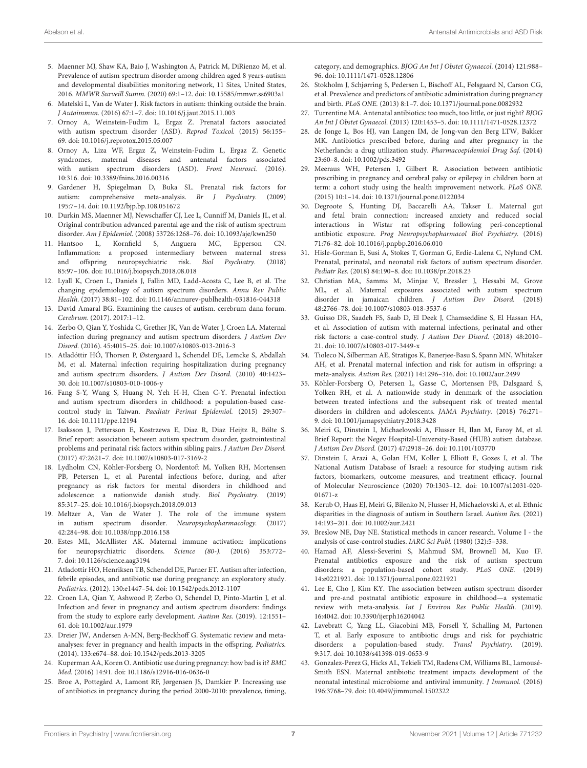5. Maenner MJ, Shaw KA, Baio J, Washington A, Patrick M, DiRienzo M, et al. Prevalence of autism spectrum disorder among children aged 8 years-autism and developmental disabilities monitoring network, 11 Sites, United States, 2016. *MMWR Surveill Summ.* (2020) 69:1–12. doi: 10.15585/mmwr.ss6903a1
6. Matelski L, Van de Water J. Risk factors in autism: thinking outside the brain. *J Autoimmun.* (2016) 67:1–7. doi: 10.1016/j.jaut.2015.11.003
7. Ornoy A, Weinstein-Fudim L, Ergaz Z. Prenatal factors associated with autism spectrum disorder (ASD). *Reprod Toxicol.* (2015) 56:155–69. doi: 10.1016/j.reprotox.2015.05.007
8. Ornoy A, Liza WF, Ergaz Z, Weinstein-Fudim L, Ergaz Z. Genetic syndromes, maternal diseases and antenatal factors associated with autism spectrum disorders (ASD). *Front Neurosci.* (2016). 10:316. doi: 10.3389/fnins.2016.00316
9. Gardener H, Spiegelman D, Buka SL. Prenatal risk factors for autism: comprehensive meta-analysis. *Br J Psychiatry.* (2009) 195:7–14. doi: 10.1192/bjp.bp.108.051672
10. Durkin MS, Maenner MJ, Newschaffer CJ, Lee L, Cunniff M, Daniels JL, et al. Original contribution advanced parental age and the risk of autism spectrum disorder. *Am J Epidemiol.* (2008) 53726:1268–76. doi: 10.1093/aje/kwn250
11. Hantsoo L, Kornfield S, Anguera MC, Epperson CN. Inflammation: a proposed intermediary between maternal stress and offspring neuropsychiatric risk. *Biol Psychiatry.* (2018) 85:97–106. doi: 10.1016/j.biopsych.2018.08.018
12. Lyall K, Croen L, Daniels J, Fallin MD, Ladd-Acosta C, Lee B, et al. The changing epidemiology of autism spectrum disorders. *Annu Rev Public Health.* (2017) 38:81–102. doi: 10.1146/annurev-publhealth-031816-044318
13. David Amaral BG. Examining the causes of autism. cerebrum dana forum. *Cerebrum.* (2017). 2017:1–12.
14. Zerbo O, Qian Y, Yoshida C, Grether JK, Van de Water J, Croen LA. Maternal infection during pregnancy and autism spectrum disorders. *J Autism Dev Disord.* (2016). 45:4015–25. doi: 10.1007/s10803-013-2016-3
15. Atladóttir HÓ, Thorsen P, Østergaard L, Schendel DE, Lemcke S, Abdallah M, et al. Maternal infection requiring hospitalization during pregnancy and autism spectrum disorders. *J Autism Dev Disord.* (2010) 40:1423–30. doi: 10.1007/s10803-010-1006-y
16. Fang S-Y, Wang S, Huang N, Yeh H-H, Chen C-Y. Prenatal infection and autism spectrum disorders in childhood: a population-based case-control study in Taiwan. *Paediatr Perinat Epidemiol.* (2015) 29:307–16. doi: 10.1111/ppe.12194
17. Isaksson J, Pettersson E, Kostrzewa E, Diaz R, Diaz Heijtz R, Bölte S. Brief report: association between autism spectrum disorder, gastrointestinal problems and perinatal risk factors within sibling pairs. *J Autism Dev Disord.* (2017) 47:2621–7. doi: 10.1007/s10803-017-3169-2
18. Lydholm CN, Köhler-Forsberg O, Nordentoft M, Yolken RH, Mortensen PB, Petersen L, et al. Parental infections before, during, and after pregnancy as risk factors for mental disorders in childhood and adolescence: a nationwide danish study. *Biol Psychiatry.* (2019) 85:317–25. doi: 10.1016/j.biopsych.2018.09.013
19. Meltzer A, Van de Water J. The role of the immune system in autism spectrum disorder. *Neuropsychopharmacology.* (2017) 42:284–98. doi: 10.1038/npp.2016.158
20. Estes ML, McAllister AK. Maternal immune activation: implications for neuropsychiatric disorders. *Science (80-).* (2016) 353:772–7. doi: 10.1126/science.aag3194
21. Atladottir HO, Henriksen TB, Schendel DE, Parner ET. Autism after infection, febrile episodes, and antibiotic use during pregnancy: an exploratory study. *Pediatrics.* (2012). 130:e1447–54. doi: 10.1542/peds.2012-1107
22. Croen LA, Qian Y, Ashwood P, Zerbo O, Schendel D, Pinto-Martin J, et al. Infection and fever in pregnancy and autism spectrum disorders: findings from the study to explore early development. *Autism Res.* (2019). 12:1551–61. doi: 10.1002/aur.1979
23. Dreier JW, Andersen A-MN, Berg-Beckhoff G. Systematic review and meta-analyses: fever in pregnancy and health impacts in the offspring. *Pediatrics.* (2014). 133:e674–88. doi: 10.1542/peds.2013-3205
24. Kuperman AA, Koren O. Antibiotic use during pregnancy: how bad is it? *BMC Med.* (2016) 14:91. doi: 10.1186/s12916-016-0636-0
25. Broe A, Pottegård A, Lamont RF, Jørgensen JS, Damkier P. Increasing use of antibiotics in pregnancy during the period 2000-2010: prevalence, timing, category, and demographics. *BJOG An Int J Obstet Gynaecol.* (2014) 121:988–96. doi: 10.1111/1471-0528.12806
26. Stokholm J, Schjørring S, Pedersen L, Bischoff AL, Følsgaard N, Carson CG, et al. Prevalence and predictors of antibiotic administration during pregnancy and birth. *PLoS ONE.* (2013) 8:1–7. doi: 10.1371/journal.pone.0082932
27. Turrentine MA. Antenatal antibiotics: too much, too little, or just right? *BJOG An Int J Obstet Gynaecol.* (2013) 120:1453–5. doi: 10.1111/1471-0528.12372
28. de Jonge L, Bos HJ, van Langen IM, de Jong-van den Berg LTW, Bakker MK. Antibiotics prescribed before, during and after pregnancy in the Netherlands: a drug utilization study. *Pharmacoepidemiol Drug Saf.* (2014) 23:60–8. doi: 10.1002/pds.3492
29. Meeraus WH, Petersen I, Gilbert R. Association between antibiotic prescribing in pregnancy and cerebral palsy or epilepsy in children born at term: a cohort study using the health improvement network. *PLoS ONE.* (2015) 10:1–14. doi: 10.1371/journal.pone.0122034
30. Degroote S, Hunting DJ, Baccarelli AA, Takser L. Maternal gut and fetal brain connection: increased anxiety and reduced social interactions in Wistar rat offspring following peri-conceptional antibiotic exposure. *Prog Neuropsychopharmacol Biol Psychiatry.* (2016) 71:76–82. doi: 10.1016/j.pnpbp.2016.06.010
31. Hisle-Gorman E, Susi A, Stokes T, Gorman G, Erdie-Lalena C, Nylund CM. Prenatal, perinatal, and neonatal risk factors of autism spectrum disorder. *Pediatr Res.* (2018) 84:190–8. doi: 10.1038/pr.2018.23
32. Christian MA, Samms M, Minjae V, Bressler J, Hessabi M, Grove ML, et al. Maternal exposures associated with autism spectrum disorder in jamaican children. *J Autism Dev Disord.* (2018) 48:2766–78. doi: 10.1007/s10803-018-3537-6
33. Guisso DR, Saadeh FS, Saab D, El Deek J, Chamseddine S, El Hassan HA, et al. Association of autism with maternal infections, perinatal and other risk factors: a case-control study. *J Autism Dev Disord.* (2018) 48:2010–21. doi: 10.1007/s10803-017-3449-x
34. Tioleco N, Silberman AE, Stratigos K, Banerjee-Basu S, Spann MN, Whitaker AH, et al. Prenatal maternal infection and risk for autism in offspring: a meta-analysis. *Autism Res.* (2021) 14:1296–316. doi: 10.1002/aur.2499
35. Köhler-Forsberg O, Petersen L, Gasse C, Mortensen PB, Dalsgaard S, Yolken RH, et al. A nationwide study in denmark of the association between treated infections and the subsequent risk of treated mental disorders in children and adolescents. *JAMA Psychiatry.* (2018) 76:271–9. doi: 10.1001/jamapsychiatry.2018.3428
36. Meiri G, Dinstein I, Michaelowski A, Flusser H, Ilan M, Faroy M, et al. Brief Report: the Negev Hospital-University-Based (HUB) autism database. *J Autism Dev Disord.* (2017) 47:2918–26. doi: 10.1101/103770
37. Dinstein I, Arazi A, Golan HM, Koller J, Elliott E, Gozes I, et al. The National Autism Database of Israel: a resource for studying autism risk factors, biomarkers, outcome measures, and treatment efficacy. Journal of Molecular Neuroscience (2020) 70:1303–12. doi: 10.1007/s12031-020-01671-z
38. Kerub O, Haas EJ, Meiri G, Bilenko N, Flusser H, Michaelovski A, et al. Ethnic disparities in the diagnosis of autism in Southern Israel. *Autism Res.* (2021) 14:193–201. doi: 10.1002/aur.2421
39. Breslow NE, Day NE. Statistical methods in cancer research. Volume I - the analysis of case-control studies. *IARC Sci Publ.* (1980) (32):5–338.
40. Hamad AF, Alessi-Severini S, Mahmud SM, Brownell M, Kuo IF. Prenatal antibiotics exposure and the risk of autism spectrum disorders: a population-based cohort study. *PLoS ONE.* (2019) 14:e0221921. doi: 10.1371/journal.pone.0221921
41. Lee E, Cho J, Kim KY. The association between autism spectrum disorder and pre- and postnatal antibiotic exposure in childhood—a systematic review with meta-analysis. *Int J Environ Res Public Health.* (2019). 16:4042. doi: 10.3390/ijerph16204042
42. Lavebratt C, Yang LL, Giacobini MB, Forsell Y, Schalling M, Partonen T, et al. Early exposure to antibiotic drugs and risk for psychiatric disorders: a population-based study. *Transl Psychiatry.* (2019). 9:317. doi: 10.1038/s41398-019-0653-9
43. Gonzalez-Perez G, Hicks AL, Tekieli TM, Radens CM, Williams BL, Lamousé-Smith ESN. Maternal antibiotic treatment impacts development of the neonatal intestinal microbiome and antiviral immunity. *J Immunol.* (2016) 196:3768–79. doi: 10.4049/jimmunol.1502322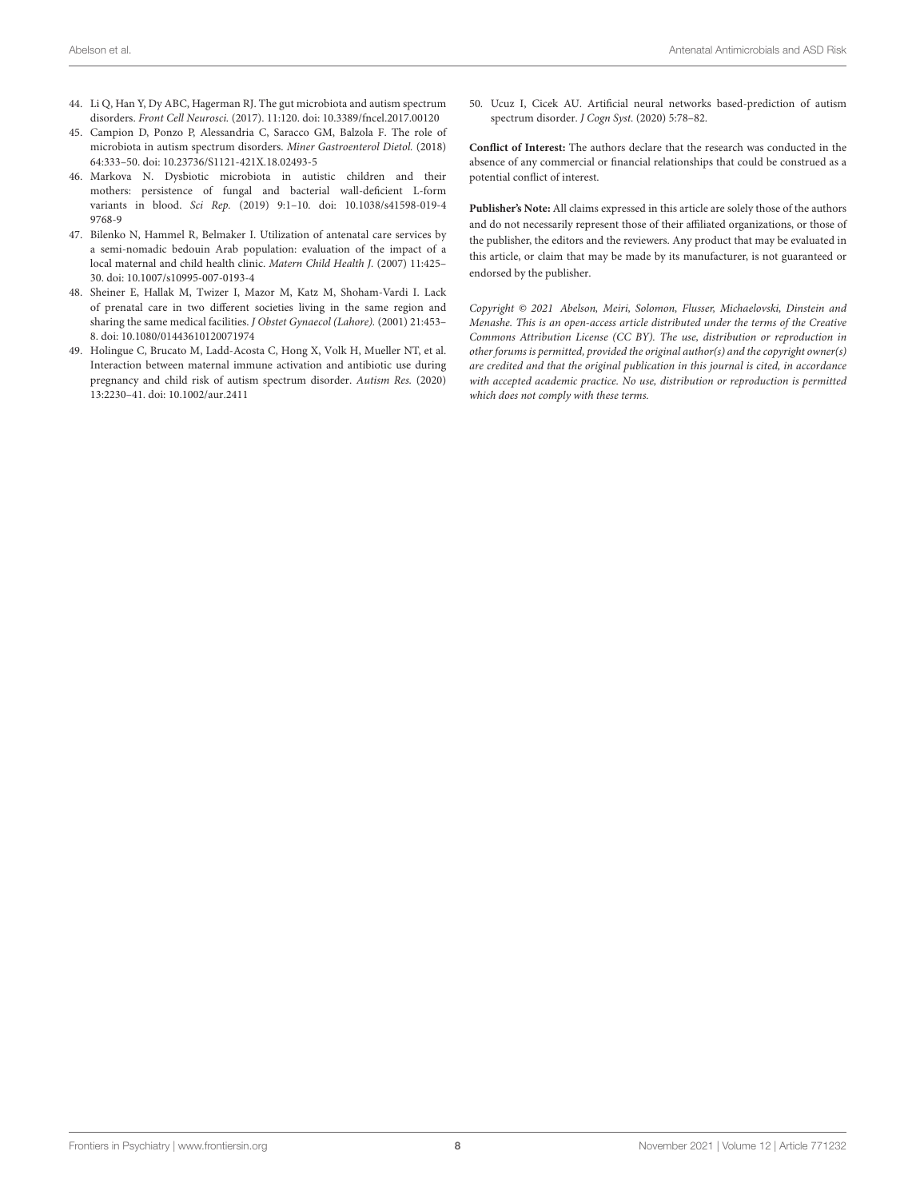44. Li Q, Han Y, Dy ABC, Hagerman RJ. The gut microbiota and autism spectrum disorders. *Front Cell Neurosci.* (2017). 11:120. doi: 10.3389/fncel.2017.00120
45. Campion D, Ponzo P, Alessandria C, Saracco GM, Balzola F. The role of microbiota in autism spectrum disorders. *Miner Gastroenterol Dietol.* (2018) 64:333–50. doi: 10.23736/S1121-421X.18.02493-5
46. Markova N. Dysbiotic microbiota in autistic children and their mothers: persistence of fungal and bacterial wall-deficient L-form variants in blood. *Sci Rep.* (2019) 9:1–10. doi: 10.1038/s41598-019-49768-9
47. Bilenko N, Hammel R, Belmaker I. Utilization of antenatal care services by a semi-nomadic bedouin Arab population: evaluation of the impact of a local maternal and child health clinic. *Matern Child Health J.* (2007) 11:425–30. doi: 10.1007/s10995-007-0193-4
48. Sheiner E, Hallak M, Twizer I, Mazor M, Katz M, Shoham-Vardi I. Lack of prenatal care in two different societies living in the same region and sharing the same medical facilities. *J Obstet Gynaecol (Lahore).* (2001) 21:453–8. doi: 10.1080/01443610120071974
49. Holingue C, Brucato M, Ladd-Acosta C, Hong X, Volk H, Mueller NT, et al. Interaction between maternal immune activation and antibiotic use during pregnancy and child risk of autism spectrum disorder. *Autism Res.* (2020) 13:2230–41. doi: 10.1002/aur.2411
50. Ucuz I, Cicek AU. Artificial neural networks based-prediction of autism spectrum disorder. *J Cogn Syst.* (2020) 5:78–82.

**Conflict of Interest:** The authors declare that the research was conducted in the absence of any commercial or financial relationships that could be construed as a potential conflict of interest.

**Publisher's Note:** All claims expressed in this article are solely those of the authors and do not necessarily represent those of their affiliated organizations, or those of the publisher, the editors and the reviewers. Any product that may be evaluated in this article, or claim that may be made by its manufacturer, is not guaranteed or endorsed by the publisher.

*Copyright © 2021 Abelson, Meiri, Solomon, Flusser, Michaelovski, Dinstein and Menashe. This is an open-access article distributed under the terms of the Creative Commons Attribution License (CC BY). The use, distribution or reproduction in other forums is permitted, provided the original author(s) and the copyright owner(s) are credited and that the original publication in this journal is cited, in accordance with accepted academic practice. No use, distribution or reproduction is permitted which does not comply with these terms.*